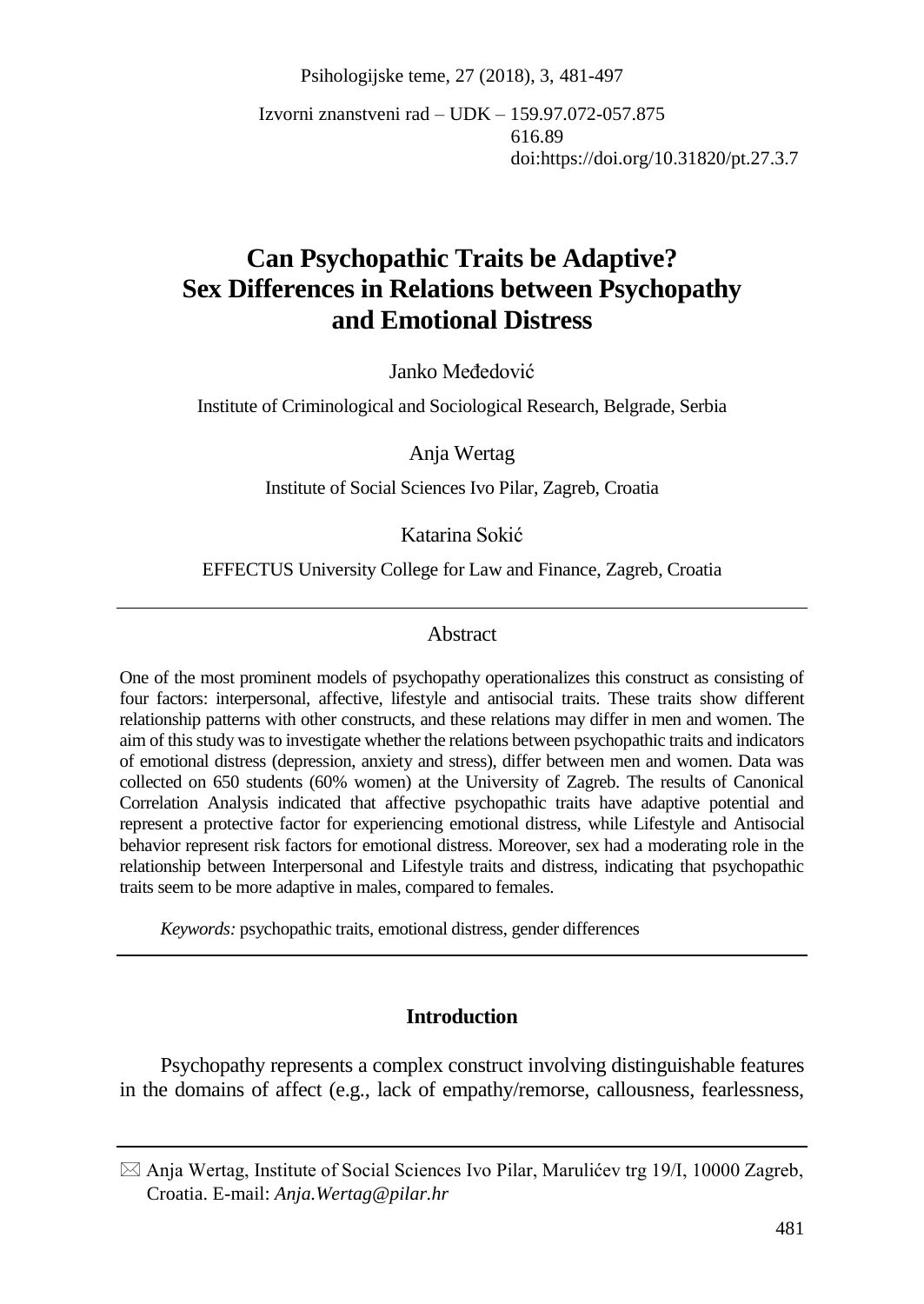Izvorni znanstveni rad – UDK – 159.97.072-057.875
616.89
doi:https://doi.org/10.31820/pt.27.3.7

# Can Psychopathic Traits be Adaptive? Sex Differences in Relations between Psychopathy and Emotional Distress

Janko Međedović

Institute of Criminological and Sociological Research, Belgrade, Serbia

Anja Wertag

Institute of Social Sciences Ivo Pilar, Zagreb, Croatia

Katarina Sokić

EFFECTUS University College for Law and Finance, Zagreb, Croatia

## Abstract

One of the most prominent models of psychopathy operationalizes this construct as consisting of four factors: interpersonal, affective, lifestyle and antisocial traits. These traits show different relationship patterns with other constructs, and these relations may differ in men and women. The aim of this study was to investigate whether the relations between psychopathic traits and indicators of emotional distress (depression, anxiety and stress), differ between men and women. Data was collected on 650 students (60% women) at the University of Zagreb. The results of Canonical Correlation Analysis indicated that affective psychopathic traits have adaptive potential and represent a protective factor for experiencing emotional distress, while Lifestyle and Antisocial behavior represent risk factors for emotional distress. Moreover, sex had a moderating role in the relationship between Interpersonal and Lifestyle traits and distress, indicating that psychopathic traits seem to be more adaptive in males, compared to females.

*Keywords:* psychopathic traits, emotional distress, gender differences

## Introduction

Psychopathy represents a complex construct involving distinguishable features in the domains of affect (e.g., lack of empathy/remorse, callousness, fearlessness,

---

✉ Anja Wertag, Institute of Social Sciences Ivo Pilar, Marulićev trg 19/I, 10000 Zagreb, Croatia. E-mail: *Anja.Wertag@pilar.hr*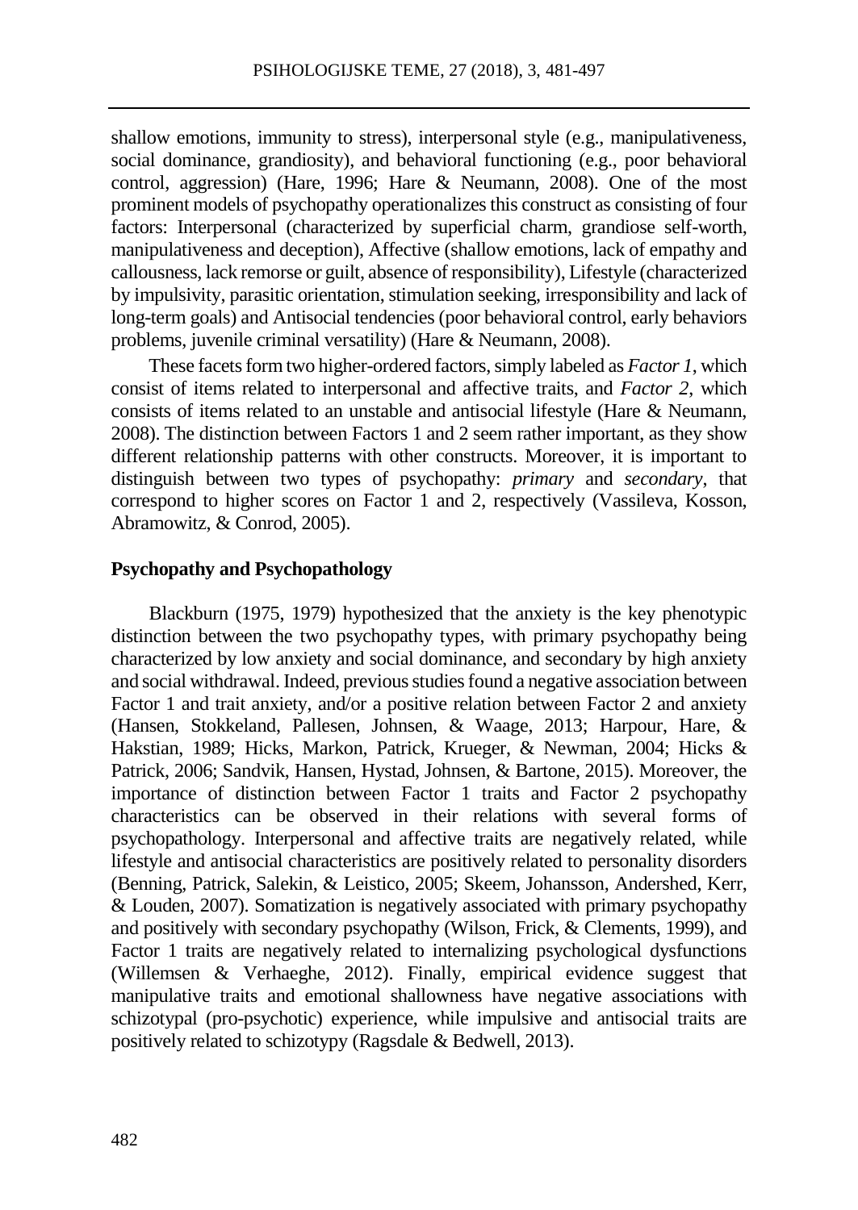shallow emotions, immunity to stress), interpersonal style (e.g., manipulativeness, social dominance, grandiosity), and behavioral functioning (e.g., poor behavioral control, aggression) (Hare, 1996; Hare & Neumann, 2008). One of the most prominent models of psychopathy operationalizes this construct as consisting of four factors: Interpersonal (characterized by superficial charm, grandiose self-worth, manipulativeness and deception), Affective (shallow emotions, lack of empathy and callousness, lack remorse or guilt, absence of responsibility), Lifestyle (characterized by impulsivity, parasitic orientation, stimulation seeking, irresponsibility and lack of long-term goals) and Antisocial tendencies (poor behavioral control, early behaviors problems, juvenile criminal versatility) (Hare & Neumann, 2008).

These facets form two higher-ordered factors, simply labeled as *Factor 1*, which consist of items related to interpersonal and affective traits, and *Factor 2*, which consists of items related to an unstable and antisocial lifestyle (Hare & Neumann, 2008). The distinction between Factors 1 and 2 seem rather important, as they show different relationship patterns with other constructs. Moreover, it is important to distinguish between two types of psychopathy: *primary* and *secondary*, that correspond to higher scores on Factor 1 and 2, respectively (Vassileva, Kosson, Abramowitz, & Conrod, 2005).

## Psychopathy and Psychopathology

Blackburn (1975, 1979) hypothesized that the anxiety is the key phenotypic distinction between the two psychopathy types, with primary psychopathy being characterized by low anxiety and social dominance, and secondary by high anxiety and social withdrawal. Indeed, previous studies found a negative association between Factor 1 and trait anxiety, and/or a positive relation between Factor 2 and anxiety (Hansen, Stokkeland, Pallesen, Johnsen, & Waage, 2013; Harpour, Hare, & Hakstian, 1989; Hicks, Markon, Patrick, Krueger, & Newman, 2004; Hicks & Patrick, 2006; Sandvik, Hansen, Hystad, Johnsen, & Bartone, 2015). Moreover, the importance of distinction between Factor 1 traits and Factor 2 psychopathy characteristics can be observed in their relations with several forms of psychopathology. Interpersonal and affective traits are negatively related, while lifestyle and antisocial characteristics are positively related to personality disorders (Benning, Patrick, Salekin, & Leistico, 2005; Skeem, Johansson, Andershed, Kerr, & Louden, 2007). Somatization is negatively associated with primary psychopathy and positively with secondary psychopathy (Wilson, Frick, & Clements, 1999), and Factor 1 traits are negatively related to internalizing psychological dysfunctions (Willemsen & Verhaeghe, 2012). Finally, empirical evidence suggest that manipulative traits and emotional shallowness have negative associations with schizotypal (pro-psychotic) experience, while impulsive and antisocial traits are positively related to schizotypy (Ragsdale & Bedwell, 2013).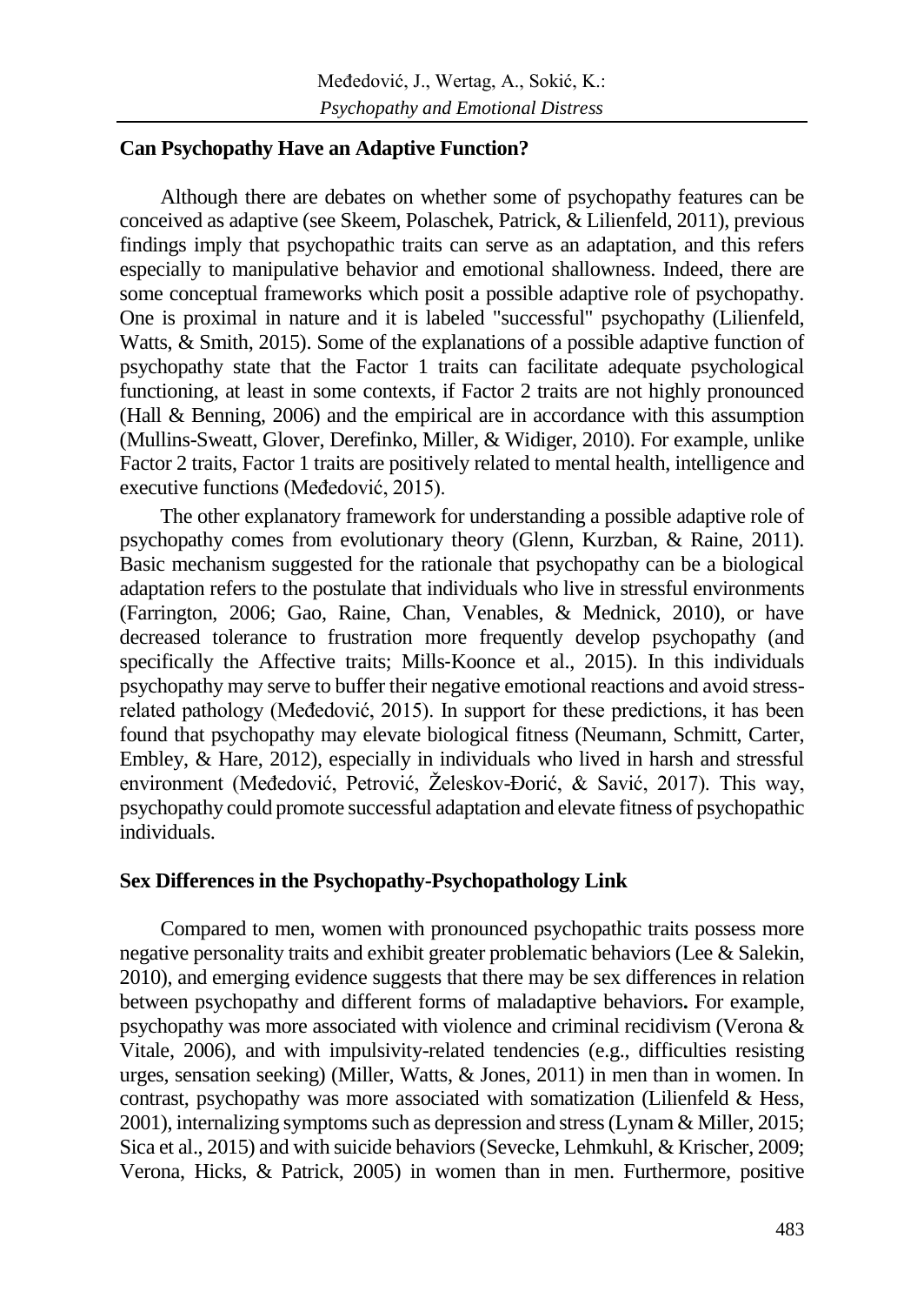### Can Psychopathy Have an Adaptive Function?

Although there are debates on whether some of psychopathy features can be conceived as adaptive (see Skeem, Polaschek, Patrick, & Lilienfeld, 2011), previous findings imply that psychopathic traits can serve as an adaptation, and this refers especially to manipulative behavior and emotional shallowness. Indeed, there are some conceptual frameworks which posit a possible adaptive role of psychopathy. One is proximal in nature and it is labeled "successful" psychopathy (Lilienfeld, Watts, & Smith, 2015). Some of the explanations of a possible adaptive function of psychopathy state that the Factor 1 traits can facilitate adequate psychological functioning, at least in some contexts, if Factor 2 traits are not highly pronounced (Hall & Benning, 2006) and the empirical are in accordance with this assumption (Mullins-Sweatt, Glover, Derefinko, Miller, & Widiger, 2010). For example, unlike Factor 2 traits, Factor 1 traits are positively related to mental health, intelligence and executive functions (Međedović, 2015).

The other explanatory framework for understanding a possible adaptive role of psychopathy comes from evolutionary theory (Glenn, Kurzban, & Raine, 2011). Basic mechanism suggested for the rationale that psychopathy can be a biological adaptation refers to the postulate that individuals who live in stressful environments (Farrington, 2006; Gao, Raine, Chan, Venables, & Mednick, 2010), or have decreased tolerance to frustration more frequently develop psychopathy (and specifically the Affective traits; Mills-Koonce et al., 2015). In this individuals psychopathy may serve to buffer their negative emotional reactions and avoid stress-related pathology (Međedović, 2015). In support for these predictions, it has been found that psychopathy may elevate biological fitness (Neumann, Schmitt, Carter, Embley, & Hare, 2012), especially in individuals who lived in harsh and stressful environment (Međedović, Petrović, Želeskov-Đorić, & Savić, 2017). This way, psychopathy could promote successful adaptation and elevate fitness of psychopathic individuals.

### Sex Differences in the Psychopathy-Psychopathology Link

Compared to men, women with pronounced psychopathic traits possess more negative personality traits and exhibit greater problematic behaviors (Lee & Salekin, 2010), and emerging evidence suggests that there may be sex differences in relation between psychopathy and different forms of maladaptive behaviors**.** For example, psychopathy was more associated with violence and criminal recidivism (Verona & Vitale, 2006), and with impulsivity-related tendencies (e.g., difficulties resisting urges, sensation seeking) (Miller, Watts, & Jones, 2011) in men than in women. In contrast, psychopathy was more associated with somatization (Lilienfeld & Hess, 2001), internalizing symptoms such as depression and stress (Lynam & Miller, 2015; Sica et al., 2015) and with suicide behaviors (Sevecke, Lehmkuhl, & Krischer, 2009; Verona, Hicks, & Patrick, 2005) in women than in men. Furthermore, positive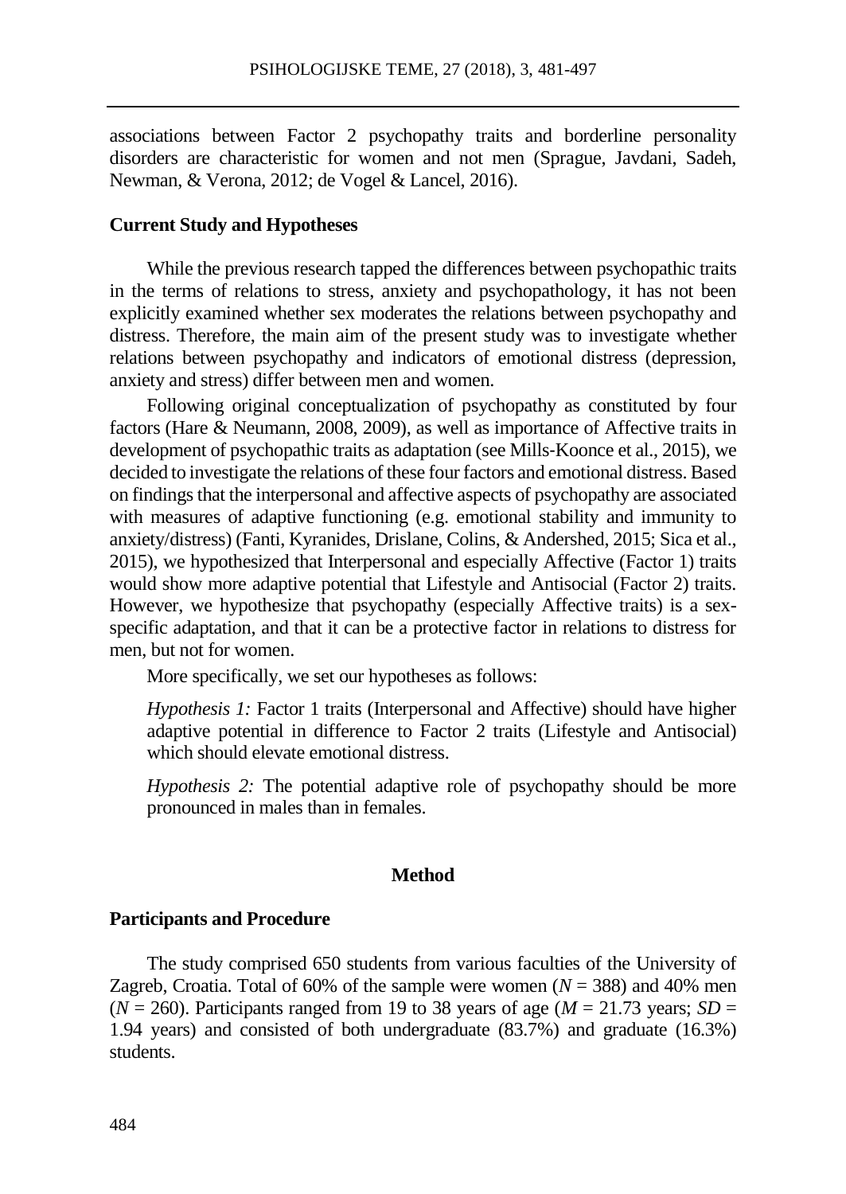associations between Factor 2 psychopathy traits and borderline personality disorders are characteristic for women and not men (Sprague, Javdani, Sadeh, Newman, & Verona, 2012; de Vogel & Lancel, 2016).

### Current Study and Hypotheses

While the previous research tapped the differences between psychopathic traits in the terms of relations to stress, anxiety and psychopathology, it has not been explicitly examined whether sex moderates the relations between psychopathy and distress. Therefore, the main aim of the present study was to investigate whether relations between psychopathy and indicators of emotional distress (depression, anxiety and stress) differ between men and women.

Following original conceptualization of psychopathy as constituted by four factors (Hare & Neumann, 2008, 2009), as well as importance of Affective traits in development of psychopathic traits as adaptation (see Mills-Koonce et al., 2015), we decided to investigate the relations of these four factors and emotional distress. Based on findings that the interpersonal and affective aspects of psychopathy are associated with measures of adaptive functioning (e.g. emotional stability and immunity to anxiety/distress) (Fanti, Kyranides, Drislane, Colins, & Andershed, 2015; Sica et al., 2015), we hypothesized that Interpersonal and especially Affective (Factor 1) traits would show more adaptive potential that Lifestyle and Antisocial (Factor 2) traits. However, we hypothesize that psychopathy (especially Affective traits) is a sex-specific adaptation, and that it can be a protective factor in relations to distress for men, but not for women.

More specifically, we set our hypotheses as follows:

*Hypothesis 1:* Factor 1 traits (Interpersonal and Affective) should have higher adaptive potential in difference to Factor 2 traits (Lifestyle and Antisocial) which should elevate emotional distress.

*Hypothesis 2:* The potential adaptive role of psychopathy should be more pronounced in males than in females.

## Method

### Participants and Procedure

The study comprised 650 students from various faculties of the University of Zagreb, Croatia. Total of 60% of the sample were women ($N$ = 388) and 40% men ($N$ = 260). Participants ranged from 19 to 38 years of age ($M$ = 21.73 years; $SD$ = 1.94 years) and consisted of both undergraduate (83.7%) and graduate (16.3%) students.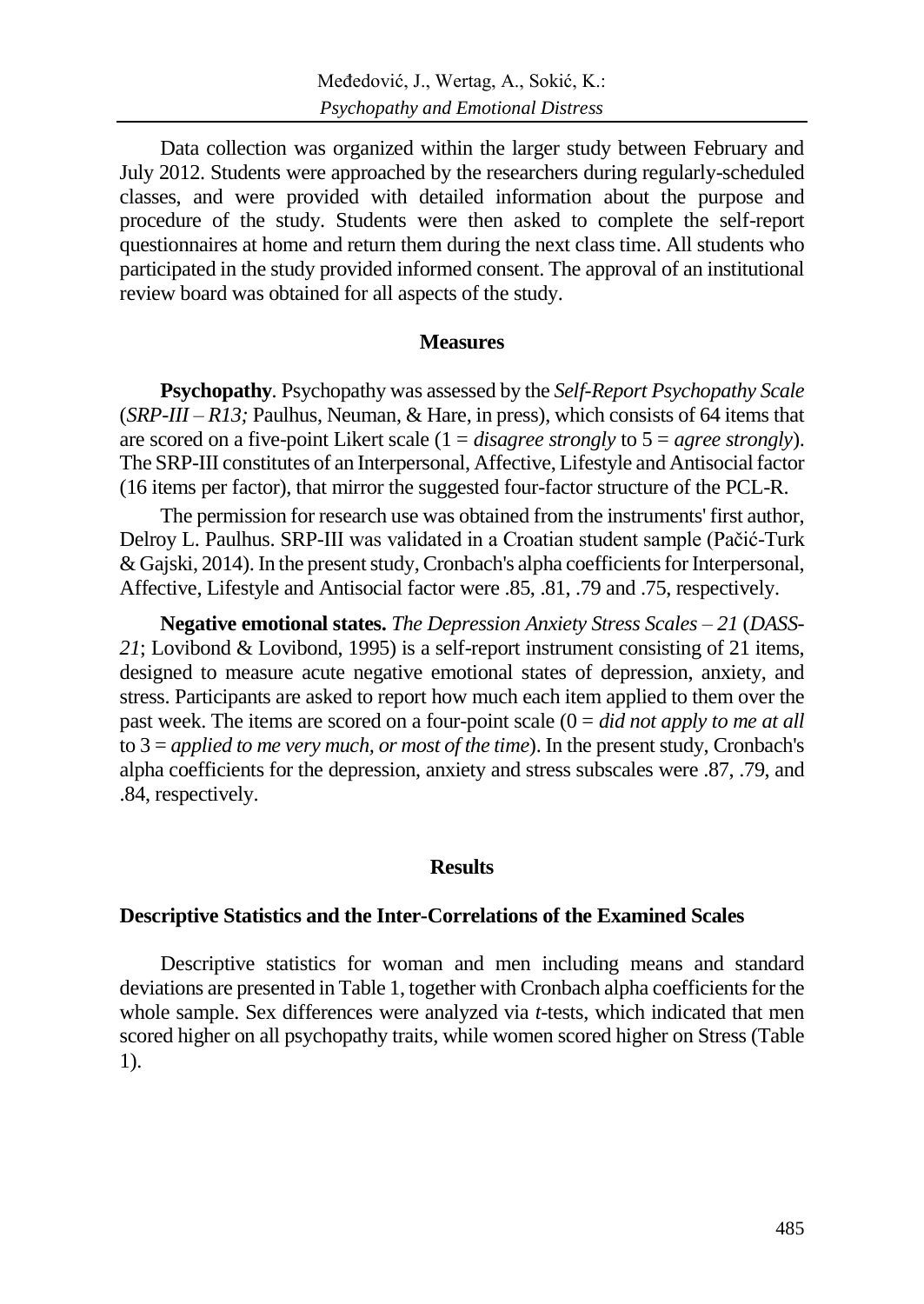Data collection was organized within the larger study between February and July 2012. Students were approached by the researchers during regularly-scheduled classes, and were provided with detailed information about the purpose and procedure of the study. Students were then asked to complete the self-report questionnaires at home and return them during the next class time. All students who participated in the study provided informed consent. The approval of an institutional review board was obtained for all aspects of the study.

## Measures

**Psychopathy**. Psychopathy was assessed by the *Self-Report Psychopathy Scale* (*SRP-III – R13;* Paulhus, Neuman, & Hare, in press), which consists of 64 items that are scored on a five-point Likert scale (1 = *disagree strongly* to 5 = *agree strongly*). The SRP-III constitutes of an Interpersonal, Affective, Lifestyle and Antisocial factor (16 items per factor), that mirror the suggested four-factor structure of the PCL-R.

The permission for research use was obtained from the instruments' first author, Delroy L. Paulhus. SRP-III was validated in a Croatian student sample (Pačić-Turk & Gajski, 2014). In the present study, Cronbach's alpha coefficients for Interpersonal, Affective, Lifestyle and Antisocial factor were .85, .81, .79 and .75, respectively.

**Negative emotional states.** *The Depression Anxiety Stress Scales – 21* (*DASS-21*; Lovibond & Lovibond, 1995) is a self-report instrument consisting of 21 items, designed to measure acute negative emotional states of depression, anxiety, and stress. Participants are asked to report how much each item applied to them over the past week. The items are scored on a four-point scale (0 = *did not apply to me at all* to 3 = *applied to me very much, or most of the time*). In the present study, Cronbach's alpha coefficients for the depression, anxiety and stress subscales were .87, .79, and .84, respectively.

## Results

### Descriptive Statistics and the Inter-Correlations of the Examined Scales

Descriptive statistics for woman and men including means and standard deviations are presented in Table 1, together with Cronbach alpha coefficients for the whole sample. Sex differences were analyzed via *t*-tests, which indicated that men scored higher on all psychopathy traits, while women scored higher on Stress (Table 1).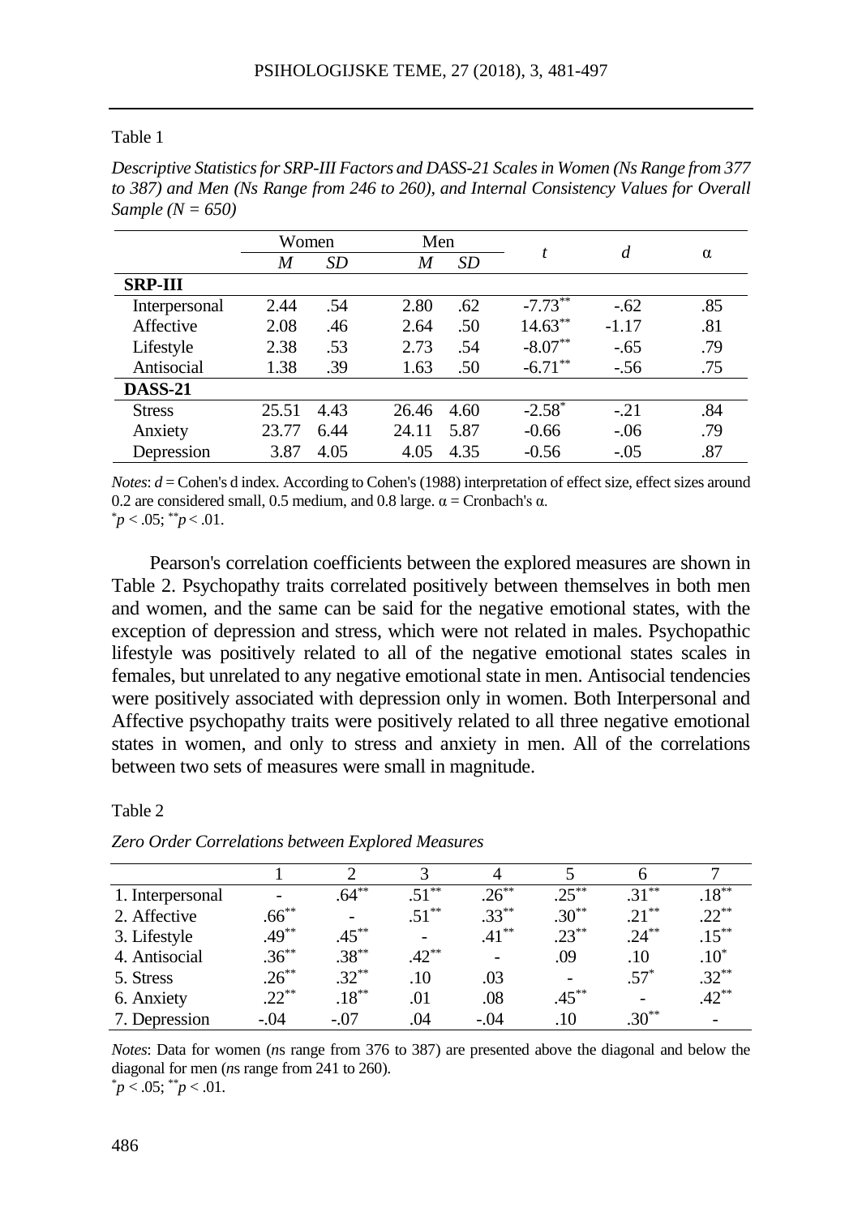Table 1

*Descriptive Statistics for SRP-III Factors and DASS-21 Scales in Women (Ns Range from 377 to 387) and Men (Ns Range from 246 to 260), and Internal Consistency Values for Overall Sample (N = 650)*

| | Women | | Men | | $t$ | $d$ | α |
|---|---|---|---|---|---|---|---|
| | $M$ | $SD$ | $M$ | $SD$ | | | |
| **SRP-III** | | | | | | | |
| Interpersonal | 2.44 | .54 | 2.80 | .62 | $-7.73^{**}$ | -.62 | .85 |
| Affective | 2.08 | .46 | 2.64 | .50 | $14.63^{**}$ | -1.17 | .81 |
| Lifestyle | 2.38 | .53 | 2.73 | .54 | $-8.07^{**}$ | -.65 | .79 |
| Antisocial | 1.38 | .39 | 1.63 | .50 | $-6.71^{**}$ | -.56 | .75 |
| **DASS-21** | | | | | | | |
| Stress | 25.51 | 4.43 | 26.46 | 4.60 | $-2.58^{*}$ | -.21 | .84 |
| Anxiety | 23.77 | 6.44 | 24.11 | 5.87 | -0.66 | -.06 | .79 |
| Depression | 3.87 | 4.05 | 4.05 | 4.35 | -0.56 | -.05 | .87 |

*Notes*: $d$ = Cohen's d index. According to Cohen's (1988) interpretation of effect size, effect sizes around 0.2 are considered small, 0.5 medium, and 0.8 large. α = Cronbach's α.
$^{*}p < .05$; $^{**}p < .01$.

Pearson's correlation coefficients between the explored measures are shown in Table 2. Psychopathy traits correlated positively between themselves in both men and women, and the same can be said for the negative emotional states, with the exception of depression and stress, which were not related in males. Psychopathic lifestyle was positively related to all of the negative emotional states scales in females, but unrelated to any negative emotional state in men. Antisocial tendencies were positively associated with depression only in women. Both Interpersonal and Affective psychopathy traits were positively related to all three negative emotional states in women, and only to stress and anxiety in men. All of the correlations between two sets of measures were small in magnitude.

Table 2

*Zero Order Correlations between Explored Measures*

| | 1 | 2 | 3 | 4 | 5 | 6 | 7 |
|---|---|---|---|---|---|---|---|
| 1. Interpersonal | - | $.64^{**}$ | $.51^{**}$ | $.26^{**}$ | $.25^{**}$ | $.31^{**}$ | $.18^{**}$ |
| 2. Affective | $.66^{**}$ | - | $.51^{**}$ | $.33^{**}$ | $.30^{**}$ | $.21^{**}$ | $.22^{**}$ |
| 3. Lifestyle | $.49^{**}$ | $.45^{**}$ | - | $.41^{**}$ | $.23^{**}$ | $.24^{**}$ | $.15^{**}$ |
| 4. Antisocial | $.36^{**}$ | $.38^{**}$ | $.42^{**}$ | - | .09 | .10 | $.10^{*}$ |
| 5. Stress | $.26^{**}$ | $.32^{**}$ | .10 | .03 | - | $.57^{*}$ | $.32^{**}$ |
| 6. Anxiety | $.22^{**}$ | $.18^{**}$ | .01 | .08 | $.45^{**}$ | - | $.42^{**}$ |
| 7. Depression | -.04 | -.07 | .04 | -.04 | .10 | $.30^{**}$ | - |

*Notes*: Data for women (*n*s range from 376 to 387) are presented above the diagonal and below the diagonal for men (*n*s range from 241 to 260).
$^{*}p < .05$; $^{**}p < .01$.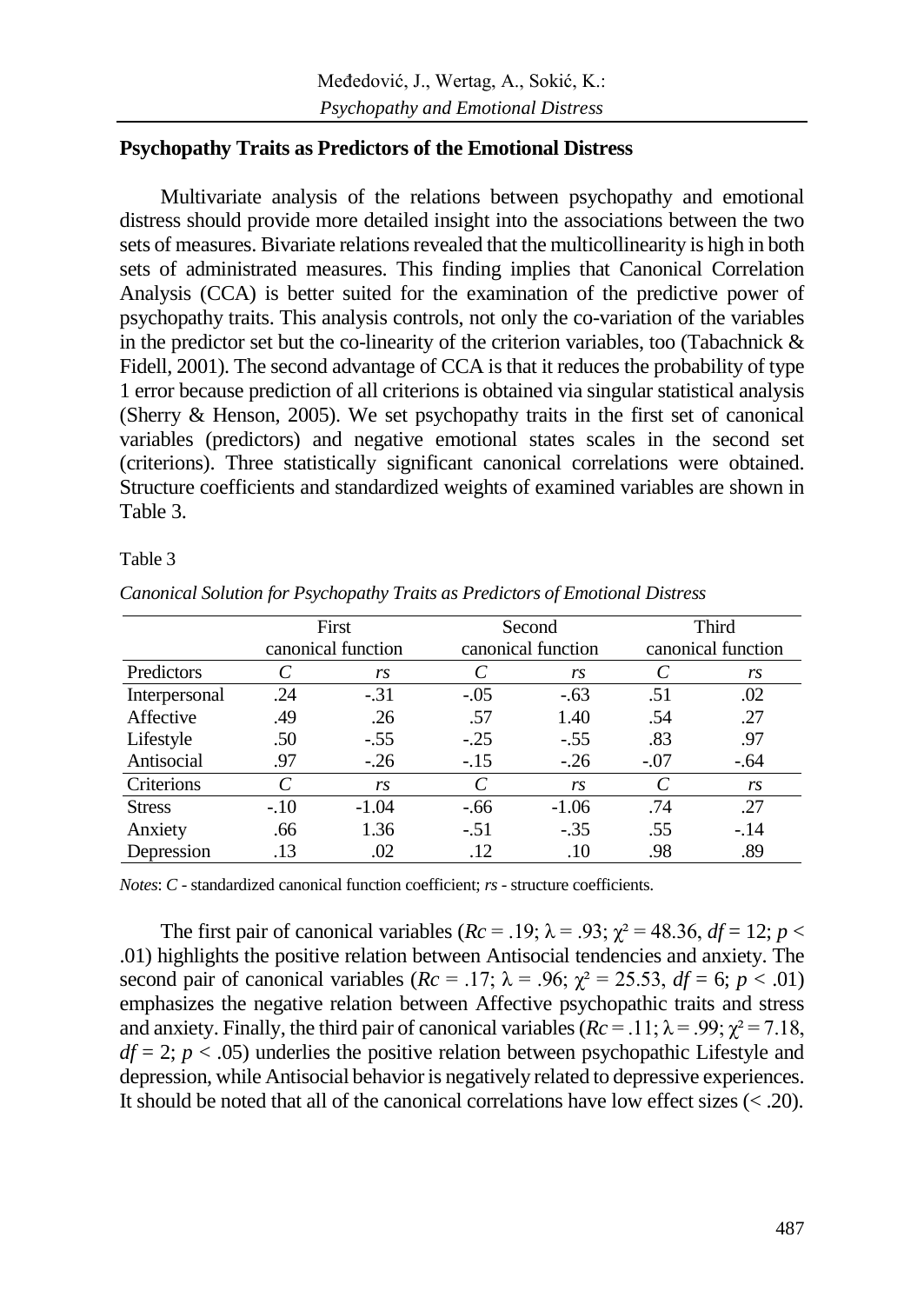## Psychopathy Traits as Predictors of the Emotional Distress

Multivariate analysis of the relations between psychopathy and emotional distress should provide more detailed insight into the associations between the two sets of measures. Bivariate relations revealed that the multicollinearity is high in both sets of administrated measures. This finding implies that Canonical Correlation Analysis (CCA) is better suited for the examination of the predictive power of psychopathy traits. This analysis controls, not only the co-variation of the variables in the predictor set but the co-linearity of the criterion variables, too (Tabachnick & Fidell, 2001). The second advantage of CCA is that it reduces the probability of type 1 error because prediction of all criterions is obtained via singular statistical analysis (Sherry & Henson, 2005). We set psychopathy traits in the first set of canonical variables (predictors) and negative emotional states scales in the second set (criterions). Three statistically significant canonical correlations were obtained. Structure coefficients and standardized weights of examined variables are shown in Table 3.

Table 3

*Canonical Solution for Psychopathy Traits as Predictors of Emotional Distress*

| | First canonical function | | Second canonical function | | Third canonical function | |
|---|---|---|---|---|---|---|
| Predictors | *C* | *rs* | *C* | *rs* | *C* | *rs* |
| Interpersonal | .24 | -.31 | -.05 | -.63 | .51 | .02 |
| Affective | .49 | .26 | .57 | 1.40 | .54 | .27 |
| Lifestyle | .50 | -.55 | -.25 | -.55 | .83 | .97 |
| Antisocial | .97 | -.26 | -.15 | -.26 | -.07 | -.64 |
| Criterions | *C* | *rs* | *C* | *rs* | *C* | *rs* |
| Stress | -.10 | -1.04 | -.66 | -1.06 | .74 | .27 |
| Anxiety | .66 | 1.36 | -.51 | -.35 | .55 | -.14 |
| Depression | .13 | .02 | .12 | .10 | .98 | .89 |

*Notes*: *C* - standardized canonical function coefficient; *rs* - structure coefficients.

The first pair of canonical variables ($Rc = .19$; $\lambda = .93$; $\chi^2 = 48.36$, $df = 12$; $p < .01$) highlights the positive relation between Antisocial tendencies and anxiety. The second pair of canonical variables ($Rc = .17$; $\lambda = .96$; $\chi^2 = 25.53$, $df = 6$; $p < .01$) emphasizes the negative relation between Affective psychopathic traits and stress and anxiety. Finally, the third pair of canonical variables ($Rc = .11$; $\lambda = .99$; $\chi^2 = 7.18$, $df = 2$; $p < .05$) underlies the positive relation between psychopathic Lifestyle and depression, while Antisocial behavior is negatively related to depressive experiences. It should be noted that all of the canonical correlations have low effect sizes (< .20).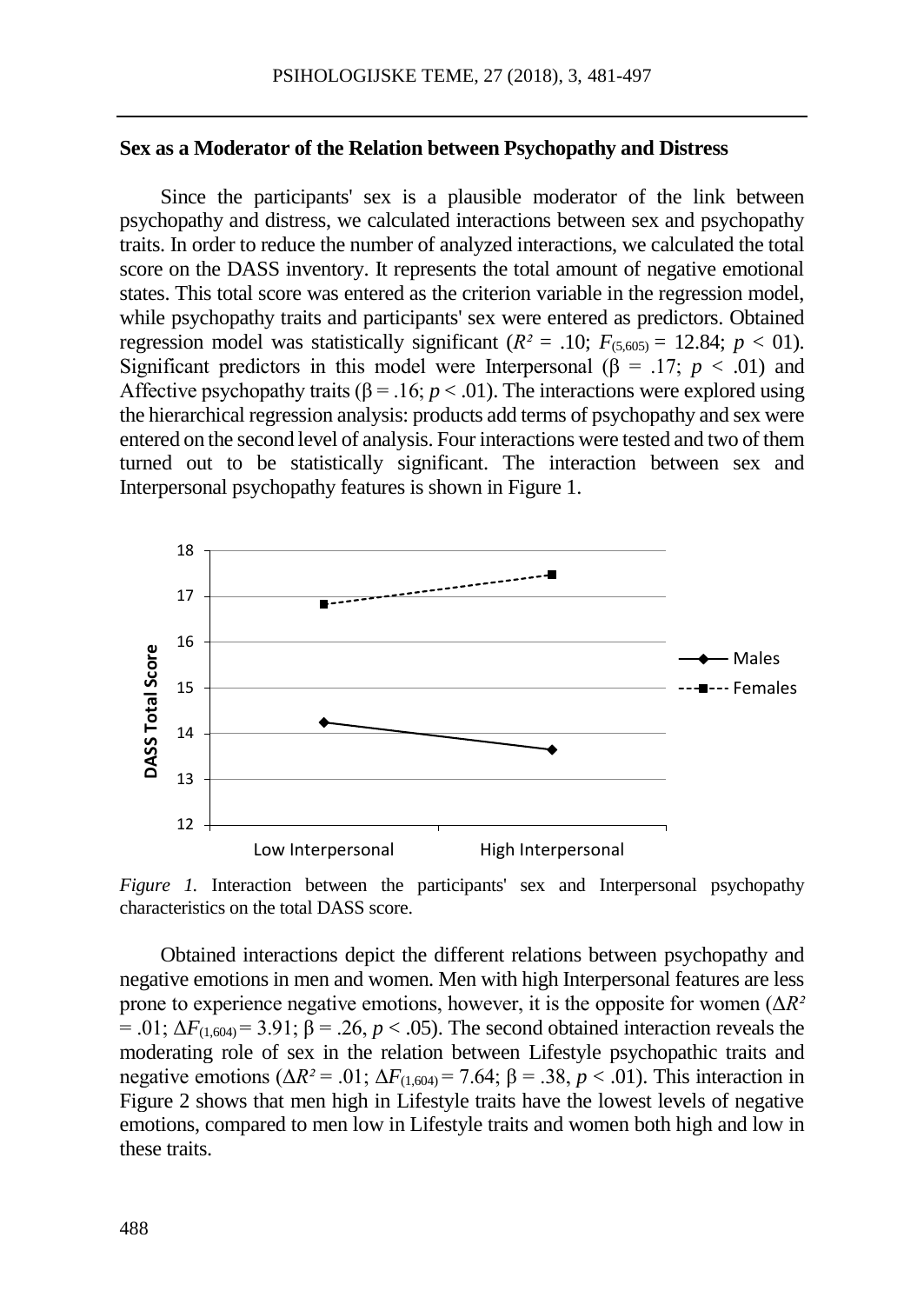### Sex as a Moderator of the Relation between Psychopathy and Distress

Since the participants' sex is a plausible moderator of the link between psychopathy and distress, we calculated interactions between sex and psychopathy traits. In order to reduce the number of analyzed interactions, we calculated the total score on the DASS inventory. It represents the total amount of negative emotional states. This total score was entered as the criterion variable in the regression model, while psychopathy traits and participants' sex were entered as predictors. Obtained regression model was statistically significant ($R^2$ = .10; $F_{(5,605)}$ = 12.84; $p$ < 01). Significant predictors in this model were Interpersonal (β = .17; $p$ < .01) and Affective psychopathy traits (β = .16; $p$ < .01). The interactions were explored using the hierarchical regression analysis: products add terms of psychopathy and sex were entered on the second level of analysis. Four interactions were tested and two of them turned out to be statistically significant. The interaction between sex and Interpersonal psychopathy features is shown in Figure 1.

*Figure 1.* Interaction between the participants' sex and Interpersonal psychopathy characteristics on the total DASS score.

Obtained interactions depict the different relations between psychopathy and negative emotions in men and women. Men with high Interpersonal features are less prone to experience negative emotions, however, it is the opposite for women ($\Delta R^2$ = .01; $\Delta F_{(1,604)}$ = 3.91; β = .26, $p$ < .05). The second obtained interaction reveals the moderating role of sex in the relation between Lifestyle psychopathic traits and negative emotions ($\Delta R^2$ = .01; $\Delta F_{(1,604)}$ = 7.64; β = .38, $p$ < .01). This interaction in Figure 2 shows that men high in Lifestyle traits have the lowest levels of negative emotions, compared to men low in Lifestyle traits and women both high and low in these traits.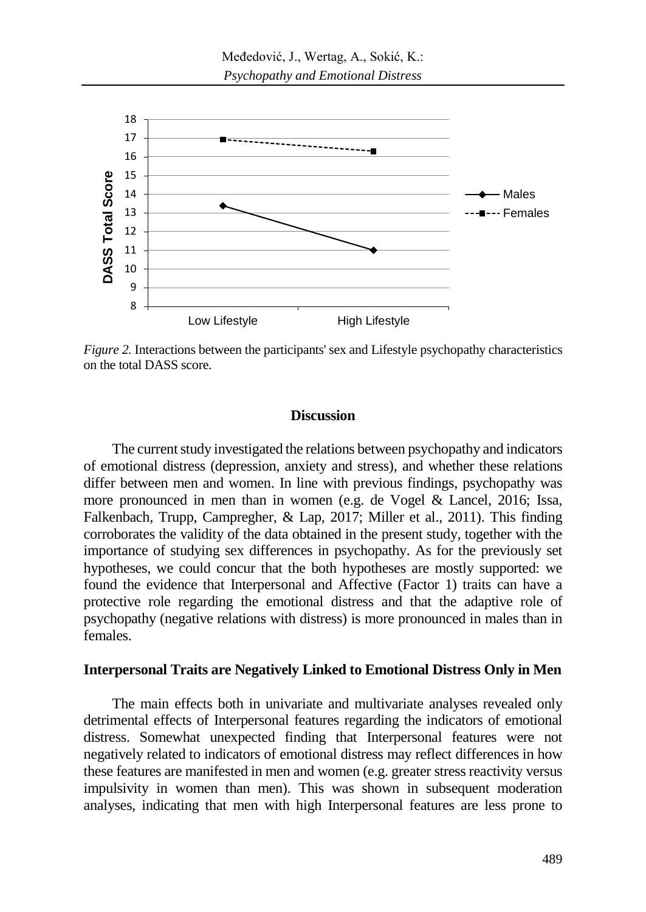*Figure 2.* Interactions between the participants' sex and Lifestyle psychopathy characteristics on the total DASS score.

## Discussion

The current study investigated the relations between psychopathy and indicators of emotional distress (depression, anxiety and stress), and whether these relations differ between men and women. In line with previous findings, psychopathy was more pronounced in men than in women (e.g. de Vogel & Lancel, 2016; Issa, Falkenbach, Trupp, Campregher, & Lap, 2017; Miller et al., 2011). This finding corroborates the validity of the data obtained in the present study, together with the importance of studying sex differences in psychopathy. As for the previously set hypotheses, we could concur that the both hypotheses are mostly supported: we found the evidence that Interpersonal and Affective (Factor 1) traits can have a protective role regarding the emotional distress and that the adaptive role of psychopathy (negative relations with distress) is more pronounced in males than in females.

### Interpersonal Traits are Negatively Linked to Emotional Distress Only in Men

The main effects both in univariate and multivariate analyses revealed only detrimental effects of Interpersonal features regarding the indicators of emotional distress. Somewhat unexpected finding that Interpersonal features were not negatively related to indicators of emotional distress may reflect differences in how these features are manifested in men and women (e.g. greater stress reactivity versus impulsivity in women than men). This was shown in subsequent moderation analyses, indicating that men with high Interpersonal features are less prone to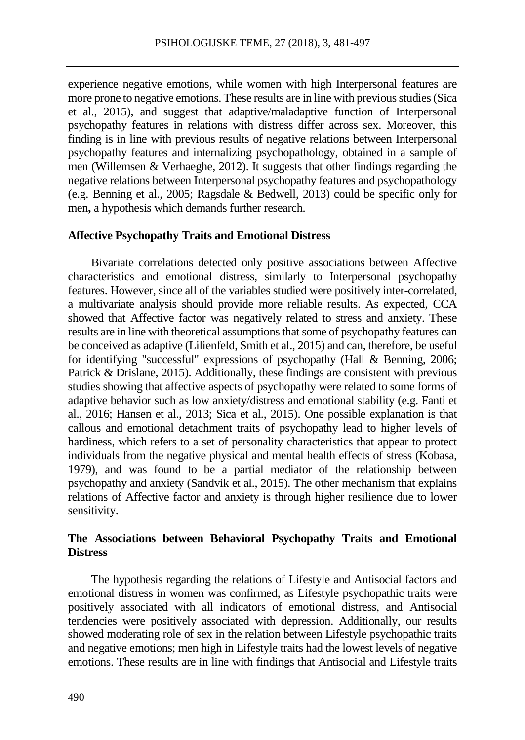experience negative emotions, while women with high Interpersonal features are more prone to negative emotions. These results are in line with previous studies (Sica et al., 2015), and suggest that adaptive/maladaptive function of Interpersonal psychopathy features in relations with distress differ across sex. Moreover, this finding is in line with previous results of negative relations between Interpersonal psychopathy features and internalizing psychopathology, obtained in a sample of men (Willemsen & Verhaeghe, 2012). It suggests that other findings regarding the negative relations between Interpersonal psychopathy features and psychopathology (e.g. Benning et al., 2005; Ragsdale & Bedwell, 2013) could be specific only for men**,** a hypothesis which demands further research.

### Affective Psychopathy Traits and Emotional Distress

Bivariate correlations detected only positive associations between Affective characteristics and emotional distress, similarly to Interpersonal psychopathy features. However, since all of the variables studied were positively inter-correlated, a multivariate analysis should provide more reliable results. As expected, CCA showed that Affective factor was negatively related to stress and anxiety. These results are in line with theoretical assumptions that some of psychopathy features can be conceived as adaptive (Lilienfeld, Smith et al., 2015) and can, therefore, be useful for identifying "successful" expressions of psychopathy (Hall & Benning, 2006; Patrick & Drislane, 2015). Additionally, these findings are consistent with previous studies showing that affective aspects of psychopathy were related to some forms of adaptive behavior such as low anxiety/distress and emotional stability (e.g. Fanti et al., 2016; Hansen et al., 2013; Sica et al., 2015). One possible explanation is that callous and emotional detachment traits of psychopathy lead to higher levels of hardiness, which refers to a set of personality characteristics that appear to protect individuals from the negative physical and mental health effects of stress (Kobasa, 1979), and was found to be a partial mediator of the relationship between psychopathy and anxiety (Sandvik et al., 2015). The other mechanism that explains relations of Affective factor and anxiety is through higher resilience due to lower sensitivity.

### The Associations between Behavioral Psychopathy Traits and Emotional Distress

The hypothesis regarding the relations of Lifestyle and Antisocial factors and emotional distress in women was confirmed, as Lifestyle psychopathic traits were positively associated with all indicators of emotional distress, and Antisocial tendencies were positively associated with depression. Additionally, our results showed moderating role of sex in the relation between Lifestyle psychopathic traits and negative emotions; men high in Lifestyle traits had the lowest levels of negative emotions. These results are in line with findings that Antisocial and Lifestyle traits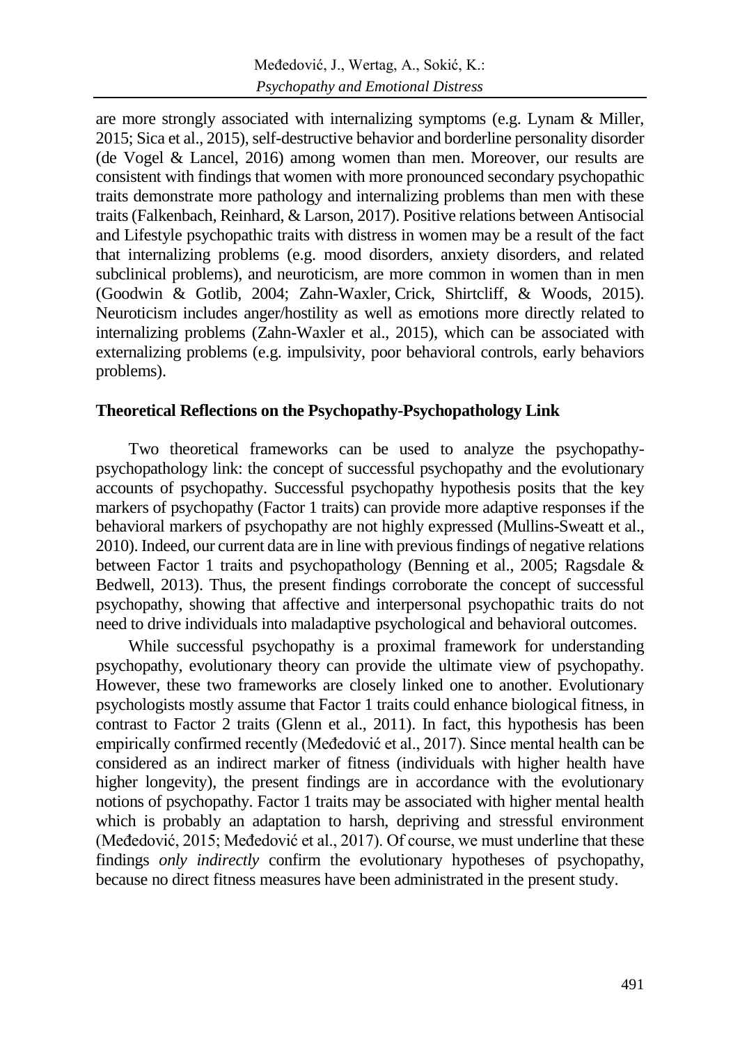are more strongly associated with internalizing symptoms (e.g. Lynam & Miller, 2015; Sica et al., 2015), self-destructive behavior and borderline personality disorder (de Vogel & Lancel, 2016) among women than men. Moreover, our results are consistent with findings that women with more pronounced secondary psychopathic traits demonstrate more pathology and internalizing problems than men with these traits (Falkenbach, Reinhard, & Larson, 2017). Positive relations between Antisocial and Lifestyle psychopathic traits with distress in women may be a result of the fact that internalizing problems (e.g. mood disorders, anxiety disorders, and related subclinical problems), and neuroticism, are more common in women than in men (Goodwin & Gotlib, 2004; Zahn-Waxler, Crick, Shirtcliff, & Woods, 2015). Neuroticism includes anger/hostility as well as emotions more directly related to internalizing problems (Zahn-Waxler et al., 2015), which can be associated with externalizing problems (e.g. impulsivity, poor behavioral controls, early behaviors problems).

### Theoretical Reflections on the Psychopathy-Psychopathology Link

Two theoretical frameworks can be used to analyze the psychopathy-psychopathology link: the concept of successful psychopathy and the evolutionary accounts of psychopathy. Successful psychopathy hypothesis posits that the key markers of psychopathy (Factor 1 traits) can provide more adaptive responses if the behavioral markers of psychopathy are not highly expressed (Mullins-Sweatt et al., 2010). Indeed, our current data are in line with previous findings of negative relations between Factor 1 traits and psychopathology (Benning et al., 2005; Ragsdale & Bedwell, 2013). Thus, the present findings corroborate the concept of successful psychopathy, showing that affective and interpersonal psychopathic traits do not need to drive individuals into maladaptive psychological and behavioral outcomes.

While successful psychopathy is a proximal framework for understanding psychopathy, evolutionary theory can provide the ultimate view of psychopathy. However, these two frameworks are closely linked one to another. Evolutionary psychologists mostly assume that Factor 1 traits could enhance biological fitness, in contrast to Factor 2 traits (Glenn et al., 2011). In fact, this hypothesis has been empirically confirmed recently (Međedović et al., 2017). Since mental health can be considered as an indirect marker of fitness (individuals with higher health have higher longevity), the present findings are in accordance with the evolutionary notions of psychopathy. Factor 1 traits may be associated with higher mental health which is probably an adaptation to harsh, depriving and stressful environment (Međedović, 2015; Međedović et al., 2017). Of course, we must underline that these findings *only indirectly* confirm the evolutionary hypotheses of psychopathy, because no direct fitness measures have been administrated in the present study.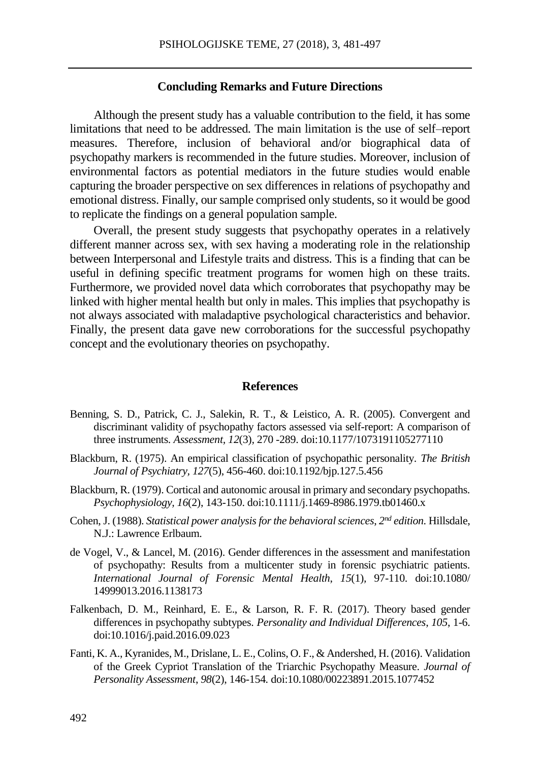## Concluding Remarks and Future Directions

Although the present study has a valuable contribution to the field, it has some limitations that need to be addressed. The main limitation is the use of self–report measures. Therefore, inclusion of behavioral and/or biographical data of psychopathy markers is recommended in the future studies. Moreover, inclusion of environmental factors as potential mediators in the future studies would enable capturing the broader perspective on sex differences in relations of psychopathy and emotional distress. Finally, our sample comprised only students, so it would be good to replicate the findings on a general population sample.

Overall, the present study suggests that psychopathy operates in a relatively different manner across sex, with sex having a moderating role in the relationship between Interpersonal and Lifestyle traits and distress. This is a finding that can be useful in defining specific treatment programs for women high on these traits. Furthermore, we provided novel data which corroborates that psychopathy may be linked with higher mental health but only in males. This implies that psychopathy is not always associated with maladaptive psychological characteristics and behavior. Finally, the present data gave new corroborations for the successful psychopathy concept and the evolutionary theories on psychopathy.

## References

Benning, S. D., Patrick, C. J., Salekin, R. T., & Leistico, A. R. (2005). Convergent and discriminant validity of psychopathy factors assessed via self-report: A comparison of three instruments. *Assessment*, *12*(3), 270 -289. doi:10.1177/1073191105277110

Blackburn, R. (1975). An empirical classification of psychopathic personality. *The British Journal of Psychiatry*, *127*(5), 456-460. doi:10.1192/bjp.127.5.456

Blackburn, R. (1979). Cortical and autonomic arousal in primary and secondary psychopaths. *Psychophysiology*, *16*(2), 143-150. doi:10.1111/j.1469-8986.1979.tb01460.x

Cohen, J. (1988). *Statistical power analysis for the behavioral sciences, 2nd edition*. Hillsdale, N.J.: Lawrence Erlbaum.

de Vogel, V., & Lancel, M. (2016). Gender differences in the assessment and manifestation of psychopathy: Results from a multicenter study in forensic psychiatric patients. *International Journal of Forensic Mental Health*, *15*(1), 97-110. doi:10.1080/14999013.2016.1138173

Falkenbach, D. M., Reinhard, E. E., & Larson, R. F. R. (2017). Theory based gender differences in psychopathy subtypes. *Personality and Individual Differences*, *105*, 1-6. doi:10.1016/j.paid.2016.09.023

Fanti, K. A., Kyranides, M., Drislane, L. E., Colins, O. F., & Andershed, H. (2016). Validation of the Greek Cypriot Translation of the Triarchic Psychopathy Measure. *Journal of Personality Assessment*, *98*(2), 146-154. doi:10.1080/00223891.2015.1077452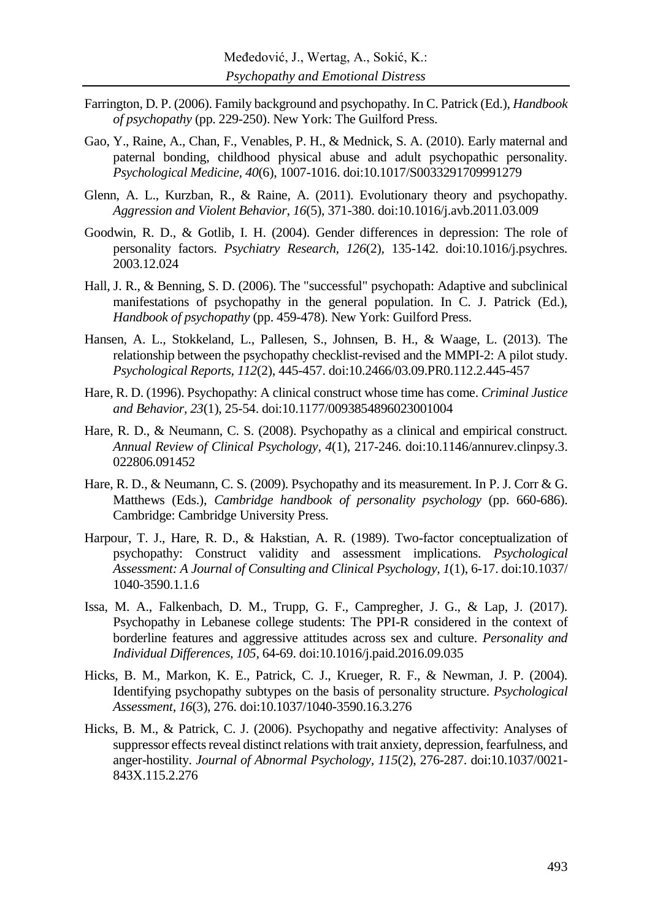Farrington, D. P. (2006). Family background and psychopathy. In C. Patrick (Ed.), *Handbook of psychopathy* (pp. 229-250). New York: The Guilford Press.

Gao, Y., Raine, A., Chan, F., Venables, P. H., & Mednick, S. A. (2010). Early maternal and paternal bonding, childhood physical abuse and adult psychopathic personality. *Psychological Medicine, 40*(6), 1007-1016. doi:10.1017/S0033291709991279

Glenn, A. L., Kurzban, R., & Raine, A. (2011). Evolutionary theory and psychopathy. *Aggression and Violent Behavior, 16*(5), 371-380. doi:10.1016/j.avb.2011.03.009

Goodwin, R. D., & Gotlib, I. H. (2004). Gender differences in depression: The role of personality factors. *Psychiatry Research, 126*(2), 135-142. doi:10.1016/j.psychres.2003.12.024

Hall, J. R., & Benning, S. D. (2006). The "successful" psychopath: Adaptive and subclinical manifestations of psychopathy in the general population. In C. J. Patrick (Ed.), *Handbook of psychopathy* (pp. 459-478). New York: Guilford Press.

Hansen, A. L., Stokkeland, L., Pallesen, S., Johnsen, B. H., & Waage, L. (2013). The relationship between the psychopathy checklist-revised and the MMPI-2: A pilot study. *Psychological Reports, 112*(2), 445-457. doi:10.2466/03.09.PR0.112.2.445-457

Hare, R. D. (1996). Psychopathy: A clinical construct whose time has come. *Criminal Justice and Behavior, 23*(1), 25-54. doi:10.1177/0093854896023001004

Hare, R. D., & Neumann, C. S. (2008). Psychopathy as a clinical and empirical construct. *Annual Review of Clinical Psychology, 4*(1), 217-246. doi:10.1146/annurev.clinpsy.3.022806.091452

Hare, R. D., & Neumann, C. S. (2009). Psychopathy and its measurement. In P. J. Corr & G. Matthews (Eds.), *Cambridge handbook of personality psychology* (pp. 660-686). Cambridge: Cambridge University Press.

Harpour, T. J., Hare, R. D., & Hakstian, A. R. (1989). Two-factor conceptualization of psychopathy: Construct validity and assessment implications. *Psychological Assessment: A Journal of Consulting and Clinical Psychology, 1*(1), 6-17. doi:10.1037/1040-3590.1.1.6

Issa, M. A., Falkenbach, D. M., Trupp, G. F., Campregher, J. G., & Lap, J. (2017). Psychopathy in Lebanese college students: The PPI-R considered in the context of borderline features and aggressive attitudes across sex and culture. *Personality and Individual Differences, 105*, 64-69. doi:10.1016/j.paid.2016.09.035

Hicks, B. M., Markon, K. E., Patrick, C. J., Krueger, R. F., & Newman, J. P. (2004). Identifying psychopathy subtypes on the basis of personality structure. *Psychological Assessment, 16*(3), 276. doi:10.1037/1040-3590.16.3.276

Hicks, B. M., & Patrick, C. J. (2006). Psychopathy and negative affectivity: Analyses of suppressor effects reveal distinct relations with trait anxiety, depression, fearfulness, and anger-hostility. *Journal of Abnormal Psychology, 115*(2), 276-287. doi:10.1037/0021-843X.115.2.276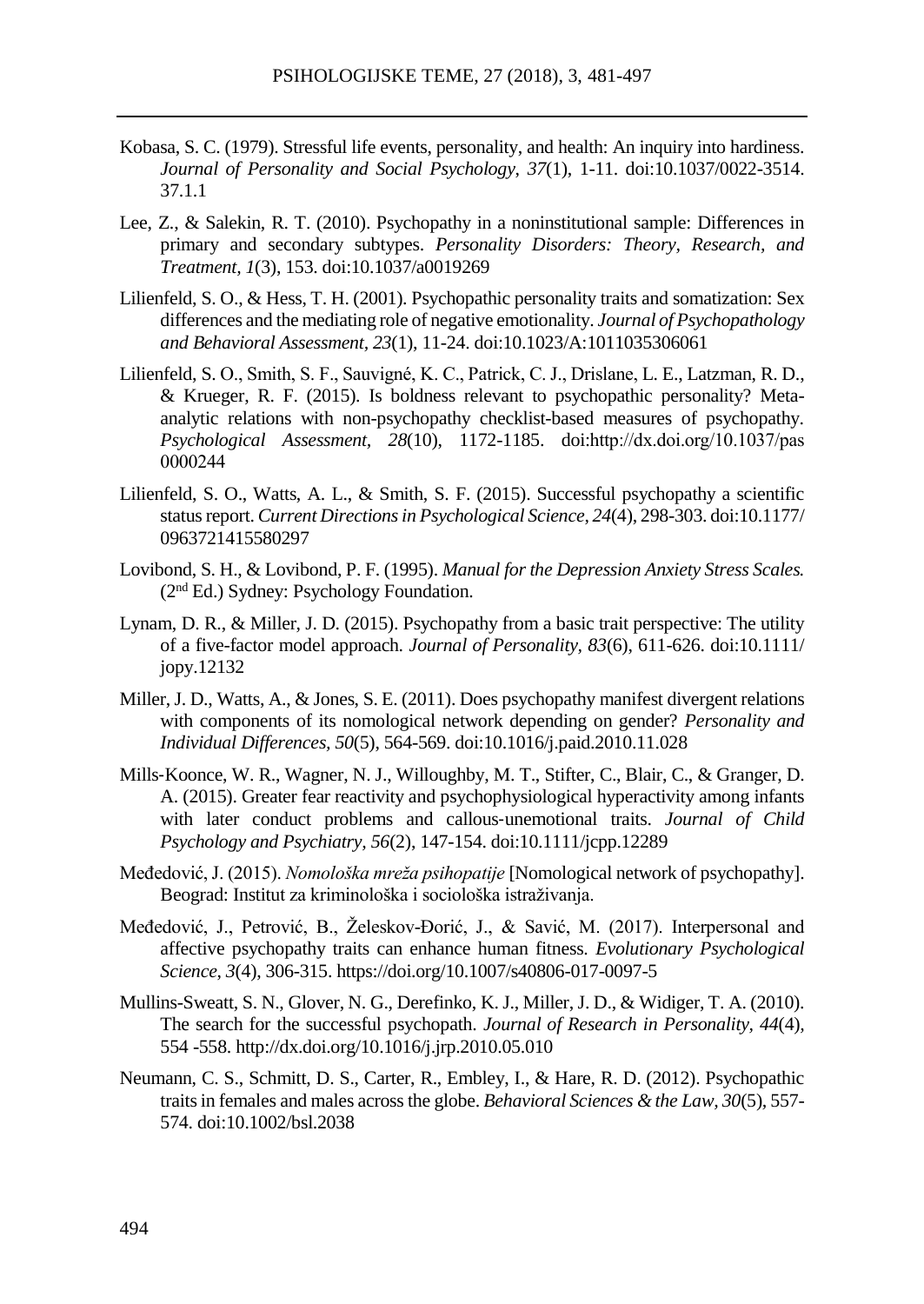Kobasa, S. C. (1979). Stressful life events, personality, and health: An inquiry into hardiness. *Journal of Personality and Social Psychology*, *37*(1), 1-11. doi:10.1037/0022-3514.37.1.1

Lee, Z., & Salekin, R. T. (2010). Psychopathy in a noninstitutional sample: Differences in primary and secondary subtypes. *Personality Disorders: Theory, Research, and Treatment*, *1*(3), 153. doi:10.1037/a0019269

Lilienfeld, S. O., & Hess, T. H. (2001). Psychopathic personality traits and somatization: Sex differences and the mediating role of negative emotionality. *Journal of Psychopathology and Behavioral Assessment*, *23*(1), 11-24. doi:10.1023/A:1011035306061

Lilienfeld, S. O., Smith, S. F., Sauvigné, K. C., Patrick, C. J., Drislane, L. E., Latzman, R. D., & Krueger, R. F. (2015). Is boldness relevant to psychopathic personality? Meta-analytic relations with non-psychopathy checklist-based measures of psychopathy. *Psychological Assessment*, *28*(10), 1172-1185. doi:http://dx.doi.org/10.1037/pas0000244

Lilienfeld, S. O., Watts, A. L., & Smith, S. F. (2015). Successful psychopathy a scientific status report. *Current Directions in Psychological Science*, *24*(4), 298-303. doi:10.1177/0963721415580297

Lovibond, S. H., & Lovibond, P. F. (1995). *Manual for the Depression Anxiety Stress Scales.* (2nd Ed.) Sydney: Psychology Foundation.

Lynam, D. R., & Miller, J. D. (2015). Psychopathy from a basic trait perspective: The utility of a five-factor model approach. *Journal of Personality, 83*(6), 611-626. doi:10.1111/jopy.12132

Miller, J. D., Watts, A., & Jones, S. E. (2011). Does psychopathy manifest divergent relations with components of its nomological network depending on gender? *Personality and Individual Differences*, *50*(5), 564-569. doi:10.1016/j.paid.2010.11.028

Mills‐Koonce, W. R., Wagner, N. J., Willoughby, M. T., Stifter, C., Blair, C., & Granger, D. A. (2015). Greater fear reactivity and psychophysiological hyperactivity among infants with later conduct problems and callous‐unemotional traits. *Journal of Child Psychology and Psychiatry*, *56*(2), 147-154. doi:10.1111/jcpp.12289

Međedović, J. (2015). *Nomološka mreža psihopatije* [Nomological network of psychopathy]. Beograd: Institut za kriminološka i sociološka istraživanja.

Međedović, J., Petrović, B., Želeskov-Đorić, J., & Savić, M. (2017). Interpersonal and affective psychopathy traits can enhance human fitness. *Evolutionary Psychological Science*, *3*(4), 306-315. https://doi.org/10.1007/s40806-017-0097-5

Mullins-Sweatt, S. N., Glover, N. G., Derefinko, K. J., Miller, J. D., & Widiger, T. A. (2010). The search for the successful psychopath. *Journal of Research in Personality*, *44*(4), 554 -558. http://dx.doi.org/10.1016/j.jrp.2010.05.010

Neumann, C. S., Schmitt, D. S., Carter, R., Embley, I., & Hare, R. D. (2012). Psychopathic traits in females and males across the globe. *Behavioral Sciences & the Law*, *30*(5), 557-574. doi:10.1002/bsl.2038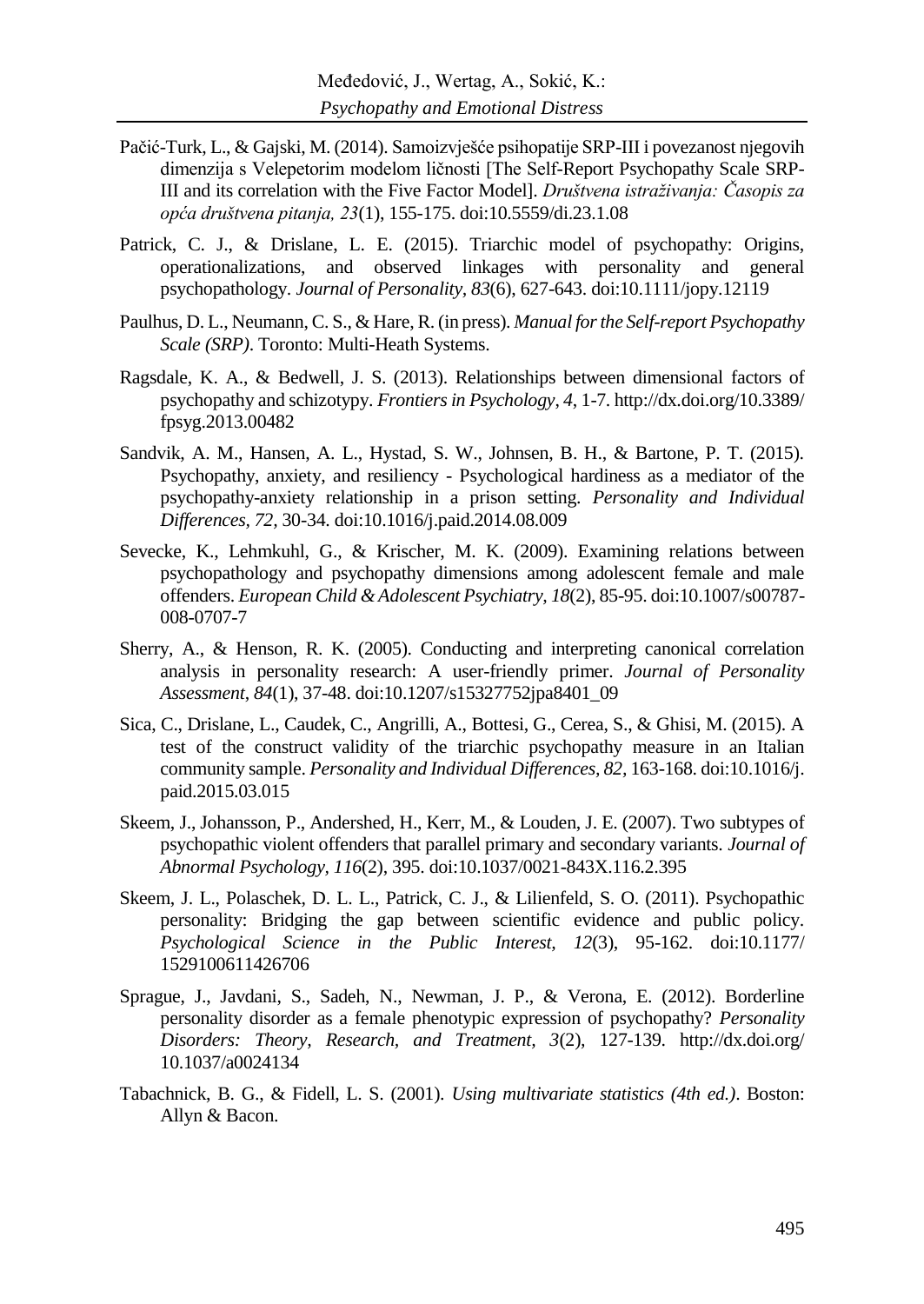Pačić-Turk, L., & Gajski, M. (2014). Samoizvješće psihopatije SRP-III i povezanost njegovih dimenzija s Velepetorim modelom ličnosti [The Self-Report Psychopathy Scale SRP-III and its correlation with the Five Factor Model]. *Društvena istraživanja: Časopis za opća društvena pitanja, 23*(1), 155-175. doi:10.5559/di.23.1.08

Patrick, C. J., & Drislane, L. E. (2015). Triarchic model of psychopathy: Origins, operationalizations, and observed linkages with personality and general psychopathology. *Journal of Personality*, *83*(6), 627-643. doi:10.1111/jopy.12119

Paulhus, D. L., Neumann, C. S., & Hare, R. (in press). *Manual for the Self-report Psychopathy Scale (SRP)*. Toronto: Multi-Heath Systems.

Ragsdale, K. A., & Bedwell, J. S. (2013). Relationships between dimensional factors of psychopathy and schizotypy. *Frontiers in Psychology*, *4*, 1-7. http://dx.doi.org/10.3389/fpsyg.2013.00482

Sandvik, A. M., Hansen, A. L., Hystad, S. W., Johnsen, B. H., & Bartone, P. T. (2015). Psychopathy, anxiety, and resiliency - Psychological hardiness as a mediator of the psychopathy-anxiety relationship in a prison setting. *Personality and Individual Differences*, *72*, 30-34. doi:10.1016/j.paid.2014.08.009

Sevecke, K., Lehmkuhl, G., & Krischer, M. K. (2009). Examining relations between psychopathology and psychopathy dimensions among adolescent female and male offenders. *European Child & Adolescent Psychiatry*, *18*(2), 85-95. doi:10.1007/s00787-008-0707-7

Sherry, A., & Henson, R. K. (2005). Conducting and interpreting canonical correlation analysis in personality research: A user-friendly primer. *Journal of Personality Assessment*, *84*(1), 37-48. doi:10.1207/s15327752jpa8401_09

Sica, C., Drislane, L., Caudek, C., Angrilli, A., Bottesi, G., Cerea, S., & Ghisi, M. (2015). A test of the construct validity of the triarchic psychopathy measure in an Italian community sample. *Personality and Individual Differences, 82*, 163-168. doi:10.1016/j.paid.2015.03.015

Skeem, J., Johansson, P., Andershed, H., Kerr, M., & Louden, J. E. (2007). Two subtypes of psychopathic violent offenders that parallel primary and secondary variants. *Journal of Abnormal Psychology*, *116*(2), 395. doi:10.1037/0021-843X.116.2.395

Skeem, J. L., Polaschek, D. L. L., Patrick, C. J., & Lilienfeld, S. O. (2011). Psychopathic personality: Bridging the gap between scientific evidence and public policy. *Psychological Science in the Public Interest*, *12*(3), 95-162. doi:10.1177/1529100611426706

Sprague, J., Javdani, S., Sadeh, N., Newman, J. P., & Verona, E. (2012). Borderline personality disorder as a female phenotypic expression of psychopathy? *Personality Disorders: Theory, Research, and Treatment*, *3*(2), 127-139. http://dx.doi.org/10.1037/a0024134

Tabachnick, B. G., & Fidell, L. S. (2001). *Using multivariate statistics (4th ed.)*. Boston: Allyn & Bacon.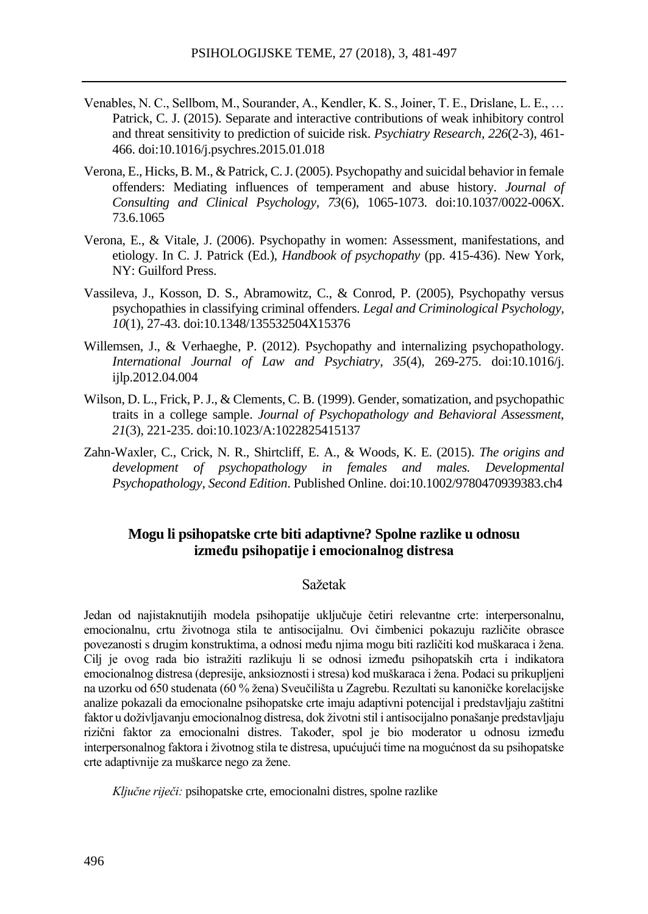Venables, N. C., Sellbom, M., Sourander, A., Kendler, K. S., Joiner, T. E., Drislane, L. E., … Patrick, C. J. (2015). Separate and interactive contributions of weak inhibitory control and threat sensitivity to prediction of suicide risk. *Psychiatry Research*, *226*(2-3), 461-466. doi:10.1016/j.psychres.2015.01.018

Verona, E., Hicks, B. M., & Patrick, C. J. (2005). Psychopathy and suicidal behavior in female offenders: Mediating influences of temperament and abuse history. *Journal of Consulting and Clinical Psychology, 73*(6), 1065-1073. doi:10.1037/0022-006X.73.6.1065

Verona, E., & Vitale, J. (2006). Psychopathy in women: Assessment, manifestations, and etiology. In C. J. Patrick (Ed.), *Handbook of psychopathy* (pp. 415-436). New York, NY: Guilford Press.

Vassileva, J., Kosson, D. S., Abramowitz, C., & Conrod, P. (2005), Psychopathy versus psychopathies in classifying criminal offenders. *Legal and Criminological Psychology*, *10*(1), 27-43. doi:10.1348/135532504X15376

Willemsen, J., & Verhaeghe, P. (2012). Psychopathy and internalizing psychopathology. *International Journal of Law and Psychiatry*, *35*(4), 269-275. doi:10.1016/j.ijlp.2012.04.004

Wilson, D. L., Frick, P. J., & Clements, C. B. (1999). Gender, somatization, and psychopathic traits in a college sample. *Journal of Psychopathology and Behavioral Assessment*, *21*(3), 221-235. doi:10.1023/A:1022825415137

Zahn-Waxler, C., Crick, N. R., Shirtcliff, E. A., & Woods, K. E. (2015). *The origins and development of psychopathology in females and males. Developmental Psychopathology, Second Edition*. Published Online. doi:10.1002/9780470939383.ch4

## Mogu li psihopatske crte biti adaptivne? Spolne razlike u odnosu između psihopatije i emocionalnog distresa

### Sažetak

Jedan od najistaknutijih modela psihopatije uključuje četiri relevantne crte: interpersonalnu, emocionalnu, crtu životnoga stila te antisocijalnu. Ovi čimbenici pokazuju različite obrasce povezanosti s drugim konstruktima, a odnosi među njima mogu biti različiti kod muškaraca i žena. Cilj je ovog rada bio istražiti razlikuju li se odnosi između psihopatskih crta i indikatora emocionalnog distresa (depresije, anksioznosti i stresa) kod muškaraca i žena. Podaci su prikupljeni na uzorku od 650 studenata (60 % žena) Sveučilišta u Zagrebu. Rezultati su kanoničke korelacijske analize pokazali da emocionalne psihopatske crte imaju adaptivni potencijal i predstavljaju zaštitni faktor u doživljavanju emocionalnog distresa, dok životni stil i antisocijalno ponašanje predstavljaju rizični faktor za emocionalni distres. Također, spol je bio moderator u odnosu između interpersonalnog faktora i životnog stila te distresa, upućujući time na mogućnost da su psihopatske crte adaptivnije za muškarce nego za žene.

*Ključne riječi:* psihopatske crte, emocionalni distres, spolne razlike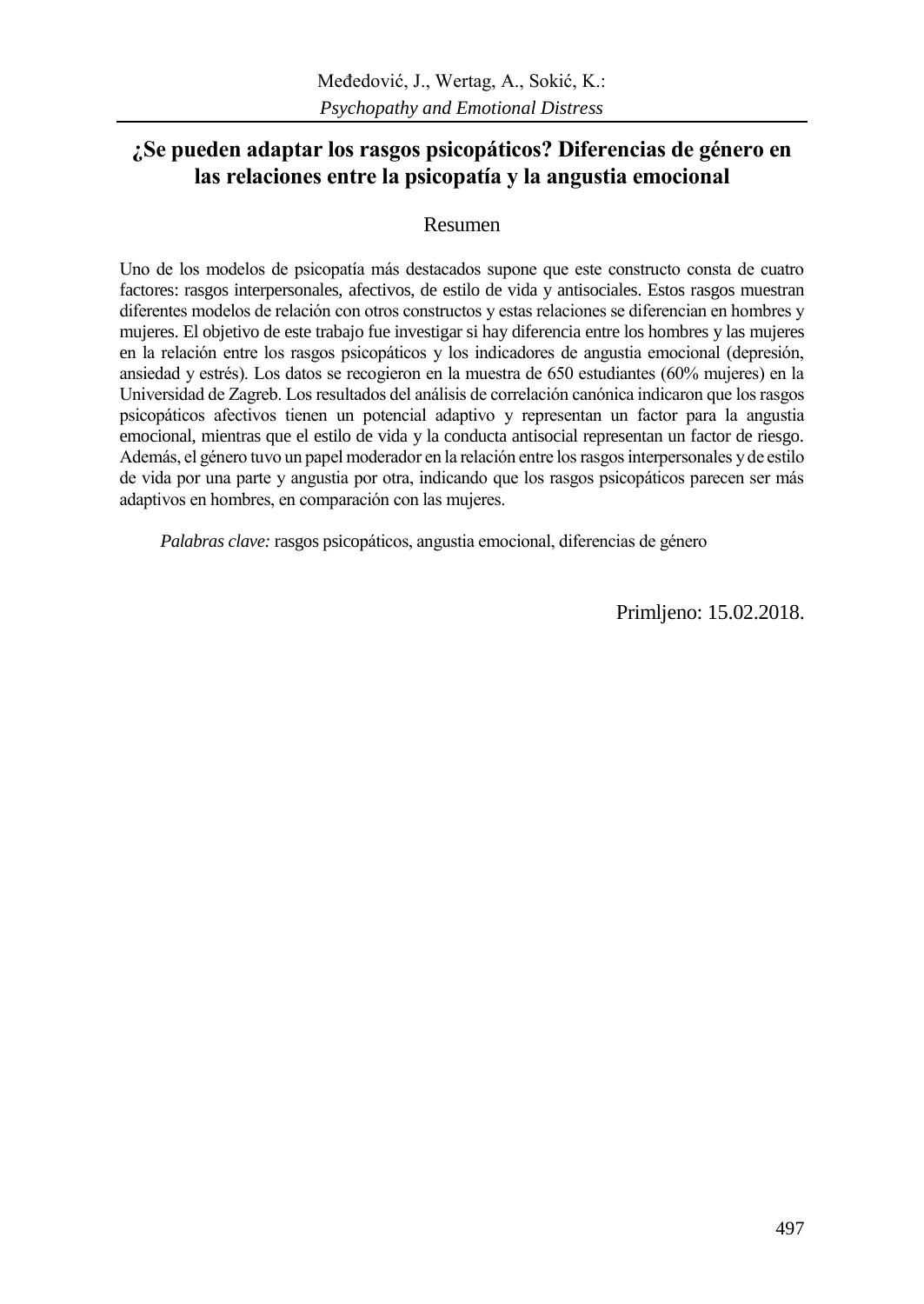# ¿Se pueden adaptar los rasgos psicopáticos? Diferencias de género en las relaciones entre la psicopatía y la angustia emocional

## Resumen

Uno de los modelos de psicopatía más destacados supone que este constructo consta de cuatro factores: rasgos interpersonales, afectivos, de estilo de vida y antisociales. Estos rasgos muestran diferentes modelos de relación con otros constructos y estas relaciones se diferencian en hombres y mujeres. El objetivo de este trabajo fue investigar si hay diferencia entre los hombres y las mujeres en la relación entre los rasgos psicopáticos y los indicadores de angustia emocional (depresión, ansiedad y estrés). Los datos se recogieron en la muestra de 650 estudiantes (60% mujeres) en la Universidad de Zagreb. Los resultados del análisis de correlación canónica indicaron que los rasgos psicopáticos afectivos tienen un potencial adaptivo y representan un factor para la angustia emocional, mientras que el estilo de vida y la conducta antisocial representan un factor de riesgo. Además, el género tuvo un papel moderador en la relación entre los rasgos interpersonales y de estilo de vida por una parte y angustia por otra, indicando que los rasgos psicopáticos parecen ser más adaptivos en hombres, en comparación con las mujeres.

*Palabras clave:* rasgos psicopáticos, angustia emocional, diferencias de género

Primljeno: 15.02.2018.